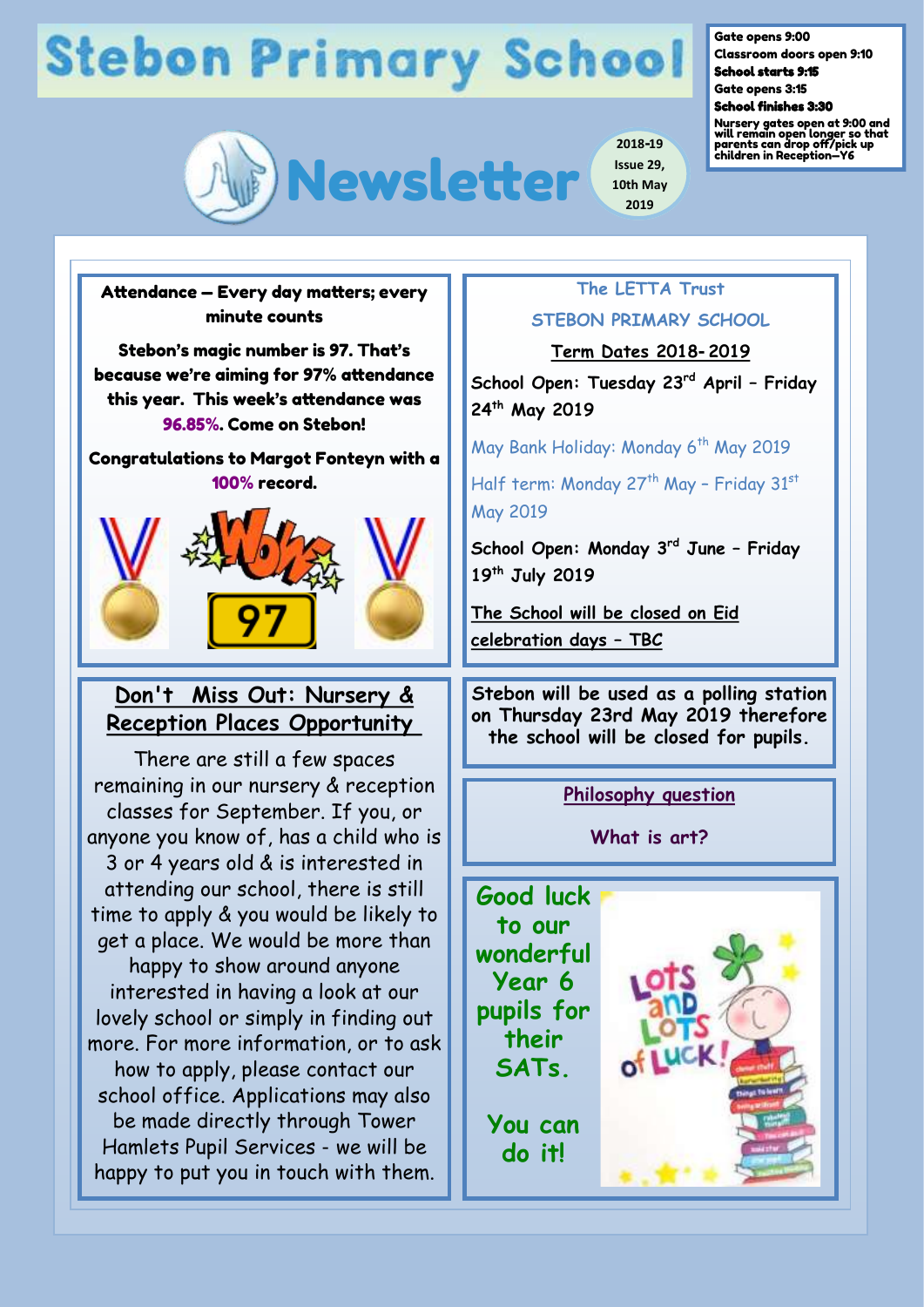# Stebon Primary School

Gate opens 9:00
Classroom doors open 9:10
**School starts 9:15**
Gate opens 3:15
**School finishes 3:30**
Nursery gates open at 9:00 and will remain open longer so that parents can drop off/pick up children in Reception—Y6

## Newsletter

2018-19
Issue 29,
10th May
2019

### Attendance — Every day matters; every minute counts

**Stebon's magic number is 97. That's because we're aiming for 97% attendance this year. This week's attendance was 96.85%. Come on Stebon!**

**Congratulations to Margot Fonteyn with a 100% record.**

WOW

97

### Don't Miss Out: Nursery & Reception Places Opportunity

There are still a few spaces remaining in our nursery & reception classes for September. If you, or anyone you know of, has a child who is 3 or 4 years old & is interested in attending our school, there is still time to apply & you would be likely to get a place. We would be more than happy to show around anyone interested in having a look at our lovely school or simply in finding out more. For more information, or to ask how to apply, please contact our school office. Applications may also be made directly through Tower Hamlets Pupil Services - we will be happy to put you in touch with them.

### The LETTA Trust

STEBON PRIMARY SCHOOL

**Term Dates 2018- 2019**

School Open: Tuesday 23rd April – Friday 24th May 2019

May Bank Holiday: Monday 6th May 2019

Half term: Monday 27th May – Friday 31st May 2019

School Open: Monday 3rd June – Friday 19th July 2019

The School will be closed on Eid celebration days – TBC

**Stebon will be used as a polling station on Thursday 23rd May 2019 therefore the school will be closed for pupils.**

### Philosophy question

**What is art?**

**Good luck to our wonderful Year 6 pupils for their SATs.**

**You can do it!**

Lots and Lots of Luck!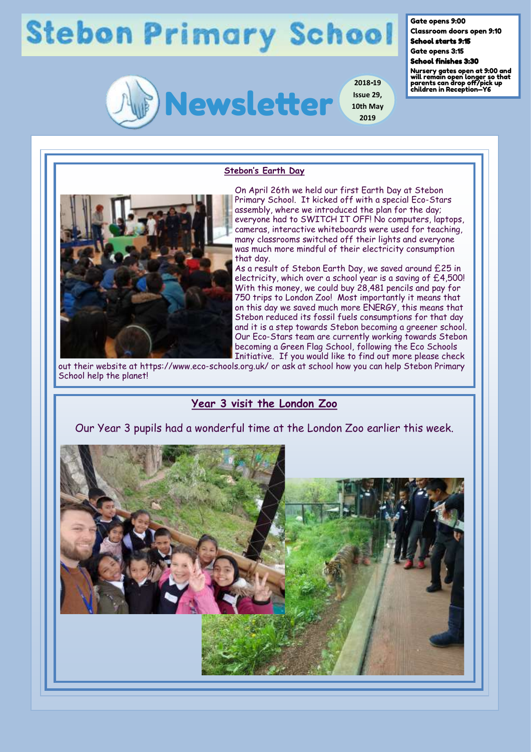# Stebon Primary School

Gate opens 9:00
Classroom doors open 9:10
**School starts 9:15**
Gate opens 3:15
**School finishes 3:30**
Nursery gates open at 9:00 and will remain open longer so that parents can drop off/pick up children in Reception—Y6

# Newsletter

2018-19
Issue 29,
10th May
2019

## Stebon's Earth Day

On April 26th we held our first Earth Day at Stebon Primary School. It kicked off with a special Eco-Stars assembly, where we introduced the plan for the day; everyone had to SWITCH IT OFF! No computers, laptops, cameras, interactive whiteboards were used for teaching, many classrooms switched off their lights and everyone was much more mindful of their electricity consumption that day.

As a result of Stebon Earth Day, we saved around £25 in electricity, which over a school year is a saving of £4,500! With this money, we could buy 28,481 pencils and pay for 750 trips to London Zoo! Most importantly it means that on this day we saved much more ENERGY, this means that Stebon reduced its fossil fuels consumptions for that day and it is a step towards Stebon becoming a greener school. Our Eco-Stars team are currently working towards Stebon becoming a Green Flag School, following the Eco Schools Initiative. If you would like to find out more please check out their website at https://www.eco-schools.org.uk/ or ask at school how you can help Stebon Primary School help the planet!

## Year 3 visit the London Zoo

Our Year 3 pupils had a wonderful time at the London Zoo earlier this week.